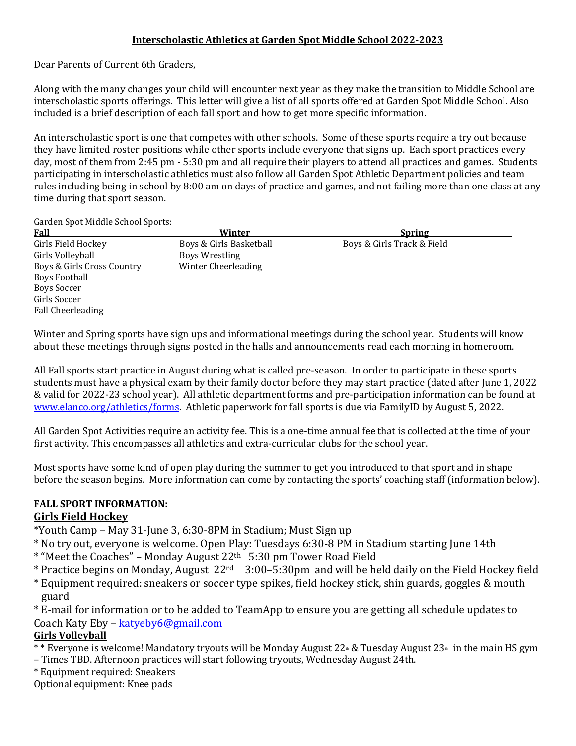**Interscholastic Athletics at Garden Spot Middle School 2022-2023**

Dear Parents of Current 6th Graders,

Along with the many changes your child will encounter next year as they make the transition to Middle School are interscholastic sports offerings. This letter will give a list of all sports offered at Garden Spot Middle School. Also included is a brief description of each fall sport and how to get more specific information.

An interscholastic sport is one that competes with other schools. Some of these sports require a try out because they have limited roster positions while other sports include everyone that signs up. Each sport practices every day, most of them from 2:45 pm - 5:30 pm and all require their players to attend all practices and games. Students participating in interscholastic athletics must also follow all Garden Spot Athletic Department policies and team rules including being in school by 8:00 am on days of practice and games, and not failing more than one class at any time during that sport season.

Garden Spot Middle School Sports:

| Fall | Winter | Spring |
|---|---|---|
| Girls Field Hockey | Boys & Girls Basketball | Boys & Girls Track & Field |
| Girls Volleyball | Boys Wrestling | |
| Boys & Girls Cross Country | Winter Cheerleading | |
| Boys Football | | |
| Boys Soccer | | |
| Girls Soccer | | |
| Fall Cheerleading | | |

Winter and Spring sports have sign ups and informational meetings during the school year. Students will know about these meetings through signs posted in the halls and announcements read each morning in homeroom.

All Fall sports start practice in August during what is called pre-season. In order to participate in these sports students must have a physical exam by their family doctor before they may start practice (dated after June 1, 2022 & valid for 2022-23 school year). All athletic department forms and pre-participation information can be found at www.elanco.org/athletics/forms. Athletic paperwork for fall sports is due via FamilyID by August 5, 2022.

All Garden Spot Activities require an activity fee. This is a one-time annual fee that is collected at the time of your first activity. This encompasses all athletics and extra-curricular clubs for the school year.

Most sports have some kind of open play during the summer to get you introduced to that sport and in shape before the season begins. More information can come by contacting the sports' coaching staff (information below).

**FALL SPORT INFORMATION:**

**Girls Field Hockey**

*Youth Camp – May 31-June 3, 6:30-8PM in Stadium; Must Sign up
* No try out, everyone is welcome. Open Play: Tuesdays 6:30-8 PM in Stadium starting June 14th
* "Meet the Coaches" – Monday August 22th 5:30 pm Tower Road Field
* Practice begins on Monday, August 22rd 3:00–5:30pm and will be held daily on the Field Hockey field
* Equipment required: sneakers or soccer type spikes, field hockey stick, shin guards, goggles & mouth guard
* E-mail for information or to be added to TeamApp to ensure you are getting all schedule updates to Coach Katy Eby – katyeby6@gmail.com

**Girls Volleyball**

* * Everyone is welcome! Mandatory tryouts will be Monday August 22th & Tuesday August 23th in the main HS gym – Times TBD. Afternoon practices will start following tryouts, Wednesday August 24th.
* Equipment required: Sneakers
Optional equipment: Knee pads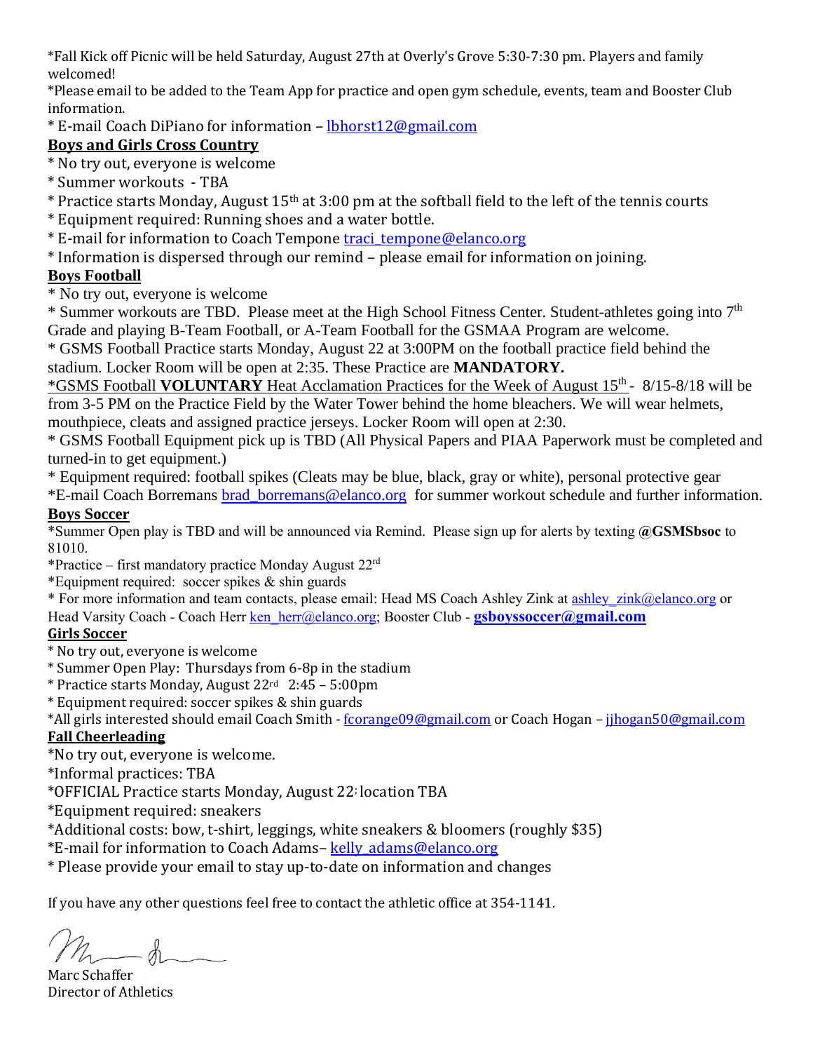*Fall Kick off Picnic will be held Saturday, August 27th at Overly's Grove 5:30-7:30 pm. Players and family welcomed!

*Please email to be added to the Team App for practice and open gym schedule, events, team and Booster Club information.

* E-mail Coach DiPiano for information – lbhorst12@gmail.com

## Boys and Girls Cross Country

* No try out, everyone is welcome
* Summer workouts - TBA
* Practice starts Monday, August 15th at 3:00 pm at the softball field to the left of the tennis courts
* Equipment required: Running shoes and a water bottle.
* E-mail for information to Coach Tempone traci_tempone@elanco.org
* Information is dispersed through our remind – please email for information on joining.

## Boys Football

* No try out, everyone is welcome
* Summer workouts are TBD. Please meet at the High School Fitness Center. Student-athletes going into 7th Grade and playing B-Team Football, or A-Team Football for the GSMAA Program are welcome.
* GSMS Football Practice starts Monday, August 22 at 3:00PM on the football practice field behind the stadium. Locker Room will be open at 2:35. These Practice are **MANDATORY.**

*GSMS Football **VOLUNTARY** Heat Acclamation Practices for the Week of August 15th - 8/15-8/18 will be from 3-5 PM on the Practice Field by the Water Tower behind the home bleachers. We will wear helmets, mouthpiece, cleats and assigned practice jerseys. Locker Room will open at 2:30.

* GSMS Football Equipment pick up is TBD (All Physical Papers and PIAA Paperwork must be completed and turned-in to get equipment.)
* Equipment required: football spikes (Cleats may be blue, black, gray or white), personal protective gear

*E-mail Coach Borremans brad_borremans@elanco.org for summer workout schedule and further information.

## Boys Soccer

*Summer Open play is TBD and will be announced via Remind. Please sign up for alerts by texting **@GSMSbsoc** to 81010.

*Practice – first mandatory practice Monday August 22rd

*Equipment required: soccer spikes & shin guards

* For more information and team contacts, please email: Head MS Coach Ashley Zink at ashley_zink@elanco.org or Head Varsity Coach - Coach Herr ken_herr@elanco.org; Booster Club - **gsboyssoccer@gmail.com**

## Girls Soccer

* No try out, everyone is welcome
* Summer Open Play: Thursdays from 6-8p in the stadium
* Practice starts Monday, August 22rd 2:45 – 5:00pm
* Equipment required: soccer spikes & shin guards

*All girls interested should email Coach Smith - fcorange09@gmail.com or Coach Hogan – jjhogan50@gmail.com

## Fall Cheerleading

*No try out, everyone is welcome.

*Informal practices: TBA

*OFFICIAL Practice starts Monday, August 22; location TBA

*Equipment required: sneakers

*Additional costs: bow, t-shirt, leggings, white sneakers & bloomers (roughly $35)

*E-mail for information to Coach Adams– kelly_adams@elanco.org

* Please provide your email to stay up-to-date on information and changes

If you have any other questions feel free to contact the athletic office at 354-1141.

Marc Schaffer
Director of Athletics